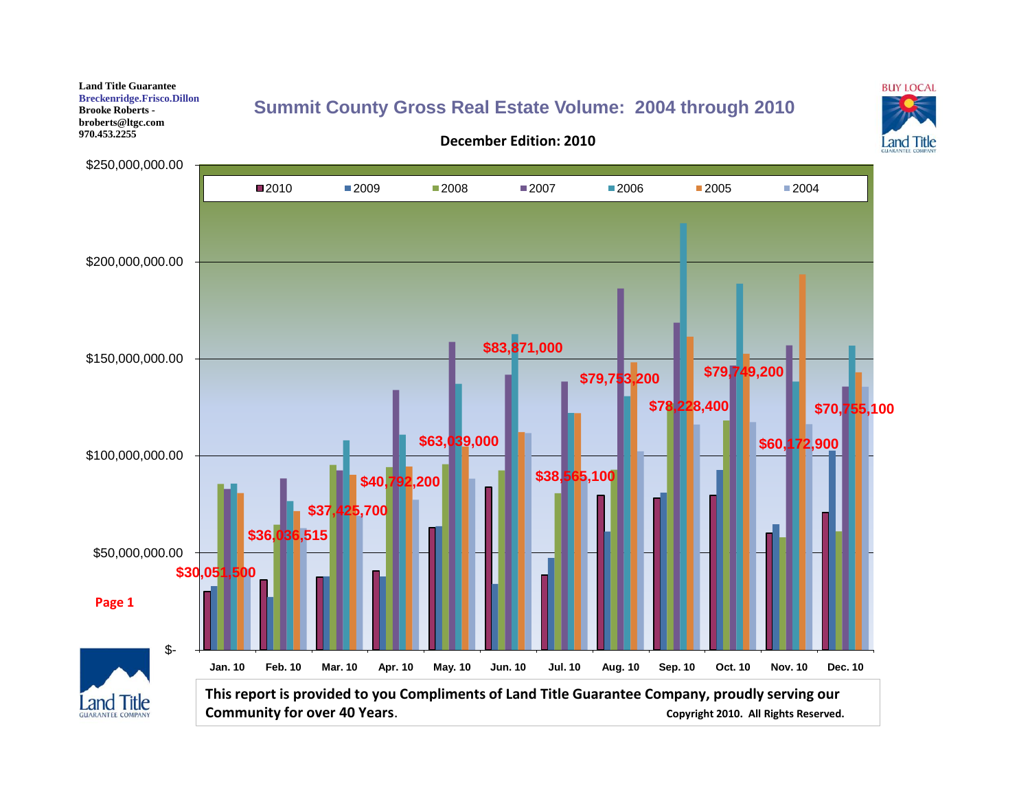Land Title Guarantee
Breckenridge.Frisco.Dillon
Brooke Roberts - broberts@ltgc.com
970.453.2255

# Summit County Gross Real Estate Volume: 2004 through 2010

**December Edition: 2010**

BUY LOCAL

Legend: 2010, 2009, 2008, 2007, 2006, 2005, 2004

Y-axis: $-, $50,000,000.00, $100,000,000.00, $150,000,000.00, $200,000,000.00, $250,000,000.00

| Month | 2010 Volume |
|---|---|
| Jan. 10 | $30,051,500 |
| Feb. 10 | $36,036,515 |
| Mar. 10 | $37,425,700 |
| Apr. 10 | $40,792,200 |
| May. 10 | $63,039,000 |
| Jun. 10 | $83,871,000 |
| Jul. 10 | $38,565,100 |
| Aug. 10 | $79,753,200 |
| Sep. 10 | $78,228,400 |
| Oct. 10 | $79,749,200 |
| Nov. 10 | $60,172,900 |
| Dec. 10 | $70,755,100 |

**This report is provided to you Compliments of Land Title Guarantee Company, proudly serving our Community for over 40 Years.**

**Copyright 2010. All Rights Reserved.**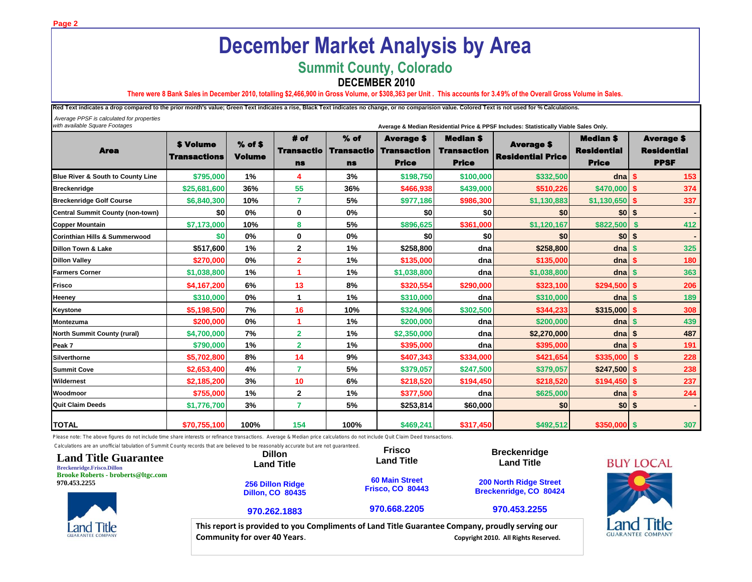# December Market Analysis by Area

## Summit County, Colorado

### DECEMBER 2010

There were 8 Bank Sales in December 2010, totalling $2,466,900 in Gross Volume, or $308,363 per Unit . This accounts for 3.49% of the Overall Gross Volume in Sales.

Red Text indicates a drop compared to the prior month's value; Green Text indicates a rise, Black Text indicates no change, or no comparision value. Colored Text is not used for % Calculations.

*Average PPSF is calculated for properties with available Square Footages*

Average & Median Residential Price & PPSF Includes: Statistically Viable Sales Only.

| Area | $ Volume Transactions | % of $ Volume | # of Transactions | % of Transactions | Average $ Transaction Price | Median $ Transaction Price | Average $ Residential Price | Median $ Residential Price | Average $ Residential PPSF |
|---|---|---|---|---|---|---|---|---|---|
| Blue River & South to County Line | $795,000 | 1% | 4 | 3% | $198,750 | $100,000 | $332,500 | dna | $ 153 |
| Breckenridge | $25,681,600 | 36% | 55 | 36% | $466,938 | $439,000 | $510,226 | $470,000 | $ 374 |
| Breckenridge Golf Course | $6,840,300 | 10% | 7 | 5% | $977,186 | $986,300 | $1,130,883 | $1,130,650 | $ 337 |
| Central Summit County (non-town) | $0 | 0% | 0 | 0% | $0 | $0 | $0 | $0 | $ - |
| Copper Mountain | $7,173,000 | 10% | 8 | 5% | $896,625 | $361,000 | $1,120,167 | $822,500 | $ 412 |
| Corinthian Hills & Summerwood | $0 | 0% | 0 | 0% | $0 | $0 | $0 | $0 | $ - |
| Dillon Town & Lake | $517,600 | 1% | 2 | 1% | $258,800 | dna | $258,800 | dna | $ 325 |
| Dillon Valley | $270,000 | 0% | 2 | 1% | $135,000 | dna | $135,000 | dna | $ 180 |
| Farmers Corner | $1,038,800 | 1% | 1 | 1% | $1,038,800 | dna | $1,038,800 | dna | $ 363 |
| Frisco | $4,167,200 | 6% | 13 | 8% | $320,554 | $290,000 | $323,100 | $294,500 | $ 206 |
| Heeney | $310,000 | 0% | 1 | 1% | $310,000 | dna | $310,000 | dna | $ 189 |
| Keystone | $5,198,500 | 7% | 16 | 10% | $324,906 | $302,500 | $344,233 | $315,000 | $ 308 |
| Montezuma | $200,000 | 0% | 1 | 1% | $200,000 | dna | $200,000 | dna | $ 439 |
| North Summit County (rural) | $4,700,000 | 7% | 2 | 1% | $2,350,000 | dna | $2,270,000 | dna | $ 487 |
| Peak 7 | $790,000 | 1% | 2 | 1% | $395,000 | dna | $395,000 | dna | $ 191 |
| Silverthorne | $5,702,800 | 8% | 14 | 9% | $407,343 | $334,000 | $421,654 | $335,000 | $ 228 |
| Summit Cove | $2,653,400 | 4% | 7 | 5% | $379,057 | $247,500 | $379,057 | $247,500 | $ 238 |
| Wildernest | $2,185,200 | 3% | 10 | 6% | $218,520 | $194,450 | $218,520 | $194,450 | $ 237 |
| Woodmoor | $755,000 | 1% | 2 | 1% | $377,500 | dna | $625,000 | dna | $ 244 |
| Quit Claim Deeds | $1,776,700 | 3% | 7 | 5% | $253,814 | $60,000 | $0 | $0 | $ - |
| **TOTAL** | $70,755,100 | 100% | 154 | 100% | $469,241 | $317,450 | $492,512 | $350,000 | $ 307 |

Please note: The above figures do not include time share interests or refinance transactions. Average & Median price calculations do not include Quit Claim Deed transactions.

Calculations are an unofficial tabulation of Summit County records that are believed to be reasonably accurate but are not guaranteed.

**Land Title Guarantee**
Breckenridge.Frisco.Dillon
Brooke Roberts - broberts@ltgc.com
970.453.2255

**Dillon Land Title**
256 Dillon Ridge
Dillon, CO 80435
970.262.1883

**Frisco Land Title**
60 Main Street
Frisco, CO 80443
970.668.2205

**Breckenridge Land Title**
200 North Ridge Street
Breckenridge, CO 80424
970.453.2255

BUY LOCAL

This report is provided to you Compliments of Land Title Guarantee Company, proudly serving our Community for over 40 Years.

Copyright 2010. All Rights Reserved.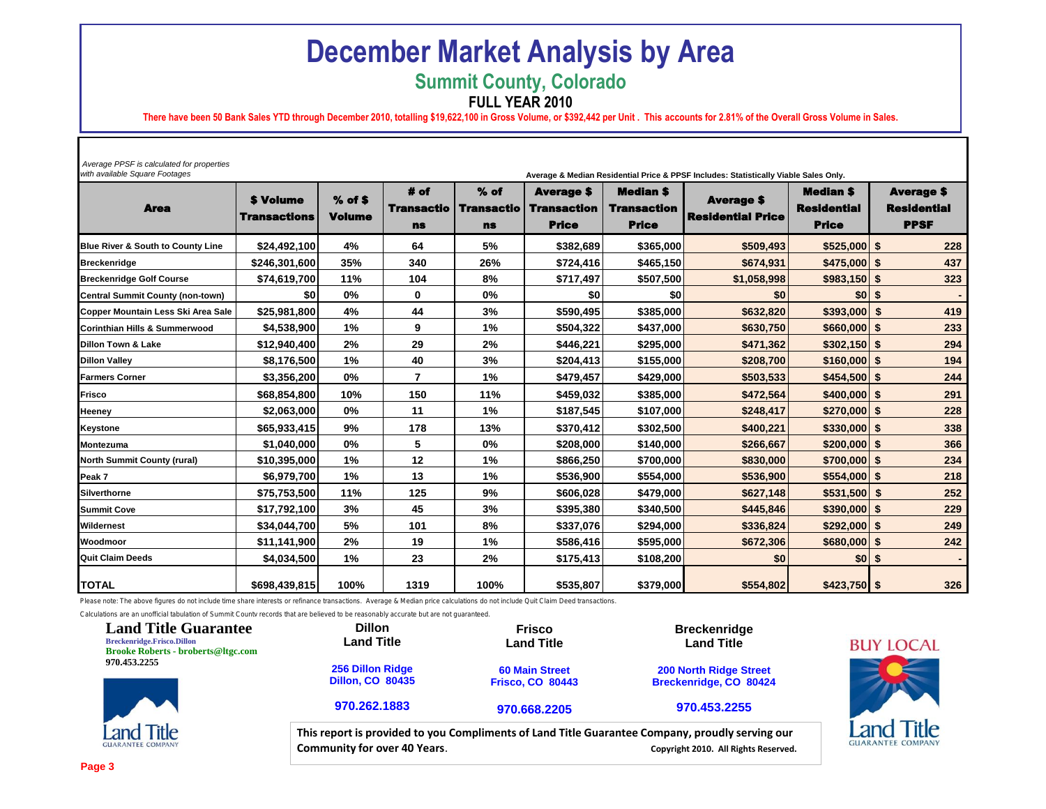# December Market Analysis by Area

## Summit County, Colorado

### FULL YEAR 2010

There have been 50 Bank Sales YTD through December 2010, totalling $19,622,100 in Gross Volume, or $392,442 per Unit . This accounts for 2.81% of the Overall Gross Volume in Sales.

*Average PPSF is calculated for properties with available Square Footages*

**Average & Median Residential Price & PPSF Includes: Statistically Viable Sales Only.**

| Area | $ Volume Transactions | % of $ Volume | # of Transactions | % of Transactions | Average $ Transaction Price | Median $ Transaction Price | Average $ Residential Price | Median $ Residential Price | Average $ Residential PPSF |
|---|---|---|---|---|---|---|---|---|---|
| Blue River & South to County Line | $24,492,100 | 4% | 64 | 5% | $382,689 | $365,000 | $509,493 | $525,000 | $ 228 |
| Breckenridge | $246,301,600 | 35% | 340 | 26% | $724,416 | $465,150 | $674,931 | $475,000 | $ 437 |
| Breckenridge Golf Course | $74,619,700 | 11% | 104 | 8% | $717,497 | $507,500 | $1,058,998 | $983,150 | $ 323 |
| Central Summit County (non-town) | $0 | 0% | 0 | 0% | $0 | $0 | $0 | $0 | $ - |
| Copper Mountain Less Ski Area Sale | $25,981,800 | 4% | 44 | 3% | $590,495 | $385,000 | $632,820 | $393,000 | $ 419 |
| Corinthian Hills & Summerwood | $4,538,900 | 1% | 9 | 1% | $504,322 | $437,000 | $630,750 | $660,000 | $ 233 |
| Dillon Town & Lake | $12,940,400 | 2% | 29 | 2% | $446,221 | $295,000 | $471,362 | $302,150 | $ 294 |
| Dillon Valley | $8,176,500 | 1% | 40 | 3% | $204,413 | $155,000 | $208,700 | $160,000 | $ 194 |
| Farmers Corner | $3,356,200 | 0% | 7 | 1% | $479,457 | $429,000 | $503,533 | $454,500 | $ 244 |
| Frisco | $68,854,800 | 10% | 150 | 11% | $459,032 | $385,000 | $472,564 | $400,000 | $ 291 |
| Heeney | $2,063,000 | 0% | 11 | 1% | $187,545 | $107,000 | $248,417 | $270,000 | $ 228 |
| Keystone | $65,933,415 | 9% | 178 | 13% | $370,412 | $302,500 | $400,221 | $330,000 | $ 338 |
| Montezuma | $1,040,000 | 0% | 5 | 0% | $208,000 | $140,000 | $266,667 | $200,000 | $ 366 |
| North Summit County (rural) | $10,395,000 | 1% | 12 | 1% | $866,250 | $700,000 | $830,000 | $700,000 | $ 234 |
| Peak 7 | $6,979,700 | 1% | 13 | 1% | $536,900 | $554,000 | $536,900 | $554,000 | $ 218 |
| Silverthorne | $75,753,500 | 11% | 125 | 9% | $606,028 | $479,000 | $627,148 | $531,500 | $ 252 |
| Summit Cove | $17,792,100 | 3% | 45 | 3% | $395,380 | $340,500 | $445,846 | $390,000 | $ 229 |
| Wilderness | $34,044,700 | 5% | 101 | 8% | $337,076 | $294,000 | $336,824 | $292,000 | $ 249 |
| Woodmoor | $11,141,900 | 2% | 19 | 1% | $586,416 | $595,000 | $672,306 | $680,000 | $ 242 |
| Quit Claim Deeds | $4,034,500 | 1% | 23 | 2% | $175,413 | $108,200 | $0 | $0 | $ - |
| **TOTAL** | $698,439,815 | 100% | 1319 | 100% | $535,807 | $379,000 | $554,802 | $423,750 | $ 326 |

Please note: The above figures do not include time share interests or refinance transactions. Average & Median price calculations do not include Quit Claim Deed transactions.

Calculations are an unofficial tabulation of Summit County records that are believed to be reasonably accurate but are not guaranteed.

**Land Title Guarantee**
Breckenridge.Frisco.Dillon
Brooke Roberts - broberts@ltgc.com
970.453.2255

**Dillon Land Title**
256 Dillon Ridge
Dillon, CO 80435
970.262.1883

**Frisco Land Title**
60 Main Street
Frisco, CO 80443
970.668.2205

**Breckenridge Land Title**
200 North Ridge Street
Breckenridge, CO 80424
970.453.2255

BUY LOCAL

**This report is provided to you Compliments of Land Title Guarantee Company, proudly serving our Community for over 40 Years.**

Copyright 2010. All Rights Reserved.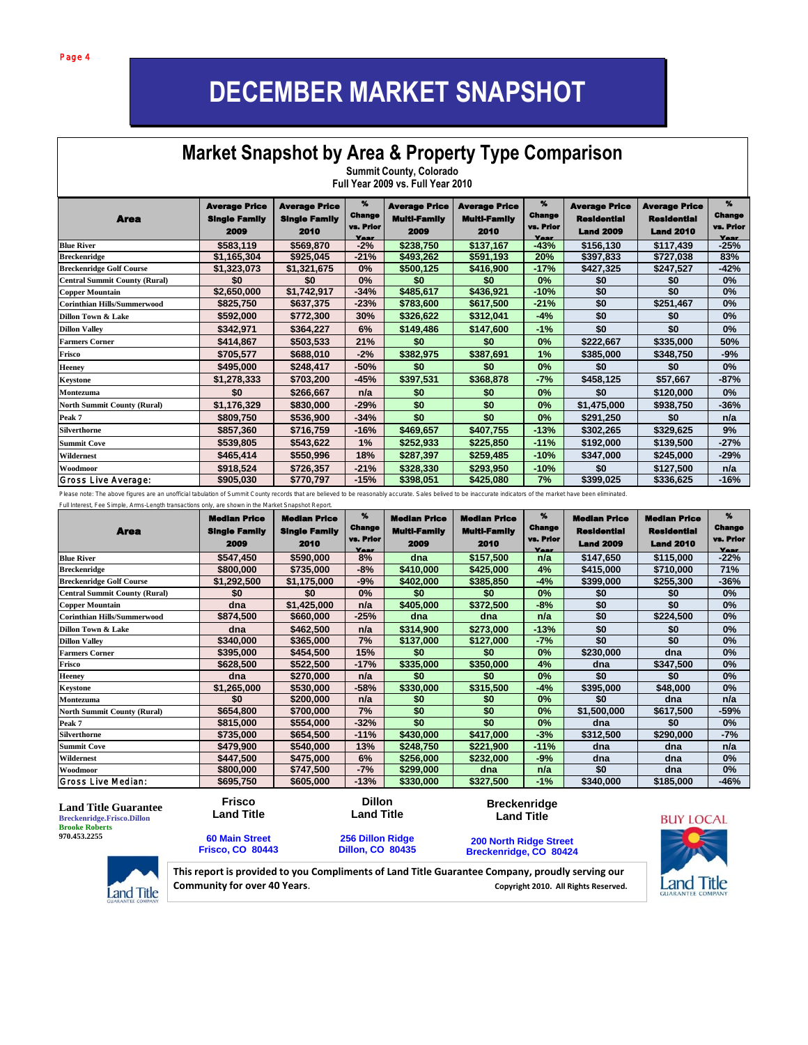# DECEMBER MARKET SNAPSHOT

## Market Snapshot by Area & Property Type Comparison

**Summit County, Colorado**
**Full Year 2009 vs. Full Year 2010**

| Area | Average Price Single Family 2009 | Average Price Single Family 2010 | % Change vs. Prior Year | Average Price Multi-Family 2009 | Average Price Multi-Family 2010 | % Change vs. Prior Year | Average Price Residential Land 2009 | Average Price Residential Land 2010 | % Change vs. Prior Year |
|---|---|---|---|---|---|---|---|---|---|
| Blue River | $583,119 | $569,870 | -2% | $238,750 | $137,167 | -43% | $156,130 | $117,439 | -25% |
| Breckenridge | $1,165,304 | $925,045 | -21% | $493,262 | $591,193 | 20% | $397,833 | $727,038 | 83% |
| Breckenridge Golf Course | $1,323,073 | $1,321,675 | 0% | $500,125 | $416,900 | -17% | $427,325 | $247,527 | -42% |
| Central Summit County (Rural) | $0 | $0 | 0% | $0 | $0 | 0% | $0 | $0 | 0% |
| Copper Mountain | $2,650,000 | $1,742,917 | -34% | $485,617 | $436,921 | -10% | $0 | $0 | 0% |
| Corinthian Hills/Summerwood | $825,750 | $637,375 | -23% | $783,600 | $617,500 | -21% | $0 | $251,467 | 0% |
| Dillon Town & Lake | $592,000 | $772,300 | 30% | $326,622 | $312,041 | -4% | $0 | $0 | 0% |
| Dillon Valley | $342,971 | $364,227 | 6% | $149,486 | $147,600 | -1% | $0 | $0 | 0% |
| Farmers Corner | $414,867 | $503,533 | 21% | $0 | $0 | 0% | $222,667 | $335,000 | 50% |
| Frisco | $705,577 | $688,010 | -2% | $382,975 | $387,691 | 1% | $385,000 | $348,750 | -9% |
| Heeney | $495,000 | $248,417 | -50% | $0 | $0 | 0% | $0 | $0 | 0% |
| Keystone | $1,278,333 | $703,200 | -45% | $397,531 | $368,878 | -7% | $458,125 | $57,667 | -87% |
| Montezuma | $0 | $266,667 | n/a | $0 | $0 | 0% | $0 | $120,000 | 0% |
| North Summit County (Rural) | $1,176,329 | $830,000 | -29% | $0 | $0 | 0% | $1,475,000 | $938,750 | -36% |
| Peak 7 | $809,750 | $536,900 | -34% | $0 | $0 | 0% | $291,250 | $0 | n/a |
| Silverthorne | $857,360 | $716,759 | -16% | $469,657 | $407,755 | -13% | $302,265 | $329,625 | 9% |
| Summit Cove | $539,805 | $543,622 | 1% | $252,933 | $225,850 | -11% | $192,000 | $139,500 | -27% |
| Wildernest | $465,414 | $550,996 | 18% | $287,397 | $259,485 | -10% | $347,000 | $245,000 | -29% |
| Woodmoor | $918,524 | $726,357 | -21% | $328,330 | $293,950 | -10% | $0 | $127,500 | n/a |
| Gross Live Average: | $905,030 | $770,797 | -15% | $398,051 | $425,080 | 7% | $399,025 | $336,625 | -16% |

*Please note: The above figures are an unofficial tabulation of Summit County records that are believed to be reasonably accurate. Sales belived to be inaccurate indicators of the market have been eliminated.*

*Full Interest, Fee Simple, Arms-Length transactions only, are shown in the Market Snapshot Report.*

| Area | Median Price Single Family 2009 | Median Price Single Family 2010 | % Change vs. Prior Year | Median Price Multi-Family 2009 | Median Price Multi-Family 2010 | % Change vs. Prior Year | Median Price Residential Land 2009 | Median Price Residential Land 2010 | % Change vs. Prior Year |
|---|---|---|---|---|---|---|---|---|---|
| Blue River | $547,450 | $590,000 | 8% | dna | $157,500 | n/a | $147,650 | $115,000 | -22% |
| Breckenridge | $800,000 | $735,000 | -8% | $410,000 | $425,000 | 4% | $415,000 | $710,000 | 71% |
| Breckenridge Golf Course | $1,292,500 | $1,175,000 | -9% | $402,000 | $385,850 | -4% | $399,000 | $255,300 | -36% |
| Central Summit County (Rural) | $0 | $0 | 0% | $0 | $0 | 0% | $0 | $0 | 0% |
| Copper Mountain | dna | $1,425,000 | n/a | $405,000 | $372,500 | -8% | $0 | $0 | 0% |
| Corinthian Hills/Summerwood | $874,500 | $660,000 | -25% | dna | dna | n/a | $0 | $224,500 | 0% |
| Dillon Town & Lake | dna | $462,500 | n/a | $314,900 | $273,000 | -13% | $0 | $0 | 0% |
| Dillon Valley | $340,000 | $365,000 | 7% | $137,000 | $127,000 | -7% | $0 | $0 | 0% |
| Farmers Corner | $395,000 | $454,500 | 15% | $0 | $0 | 0% | $230,000 | dna | 0% |
| Frisco | $628,500 | $522,500 | -17% | $335,000 | $350,000 | 4% | dna | $347,500 | 0% |
| Heeney | dna | $270,000 | n/a | $0 | $0 | 0% | $0 | $0 | 0% |
| Keystone | $1,265,000 | $530,000 | -58% | $330,000 | $315,500 | -4% | $395,000 | $48,000 | 0% |
| Montezuma | $0 | $200,000 | n/a | $0 | $0 | 0% | $0 | dna | n/a |
| North Summit County (Rural) | $654,800 | $700,000 | 7% | $0 | $0 | 0% | $1,500,000 | $617,500 | -59% |
| Peak 7 | $815,000 | $554,000 | -32% | $0 | $0 | 0% | dna | $0 | 0% |
| Silverthorne | $735,000 | $654,500 | -11% | $430,000 | $417,000 | -3% | $312,500 | $290,000 | -7% |
| Summit Cove | $479,900 | $540,000 | 13% | $248,750 | $221,900 | -11% | dna | dna | n/a |
| Wildernest | $447,500 | $475,000 | 6% | $256,000 | $232,000 | -9% | dna | dna | 0% |
| Woodmoor | $800,000 | $747,500 | -7% | $299,000 | dna | n/a | $0 | dna | 0% |
| Gross Live Median: | $695,750 | $605,000 | -13% | $330,000 | $327,500 | -1% | $340,000 | $185,000 | -46% |

**Land Title Guarantee**
**Breckenridge.Frisco.Dillon**
**Brooke Roberts**
**970.453.2255**

**Frisco Land Title**
**60 Main Street**
**Frisco, CO 80443**

**Dillon Land Title**
**256 Dillon Ridge**
**Dillon, CO 80435**

**Breckenridge Land Title**
**200 North Ridge Street**
**Breckenridge, CO 80424**

BUY LOCAL

**This report is provided to you Compliments of Land Title Guarantee Company, proudly serving our Community for over 40 Years.** Copyright 2010. All Rights Reserved.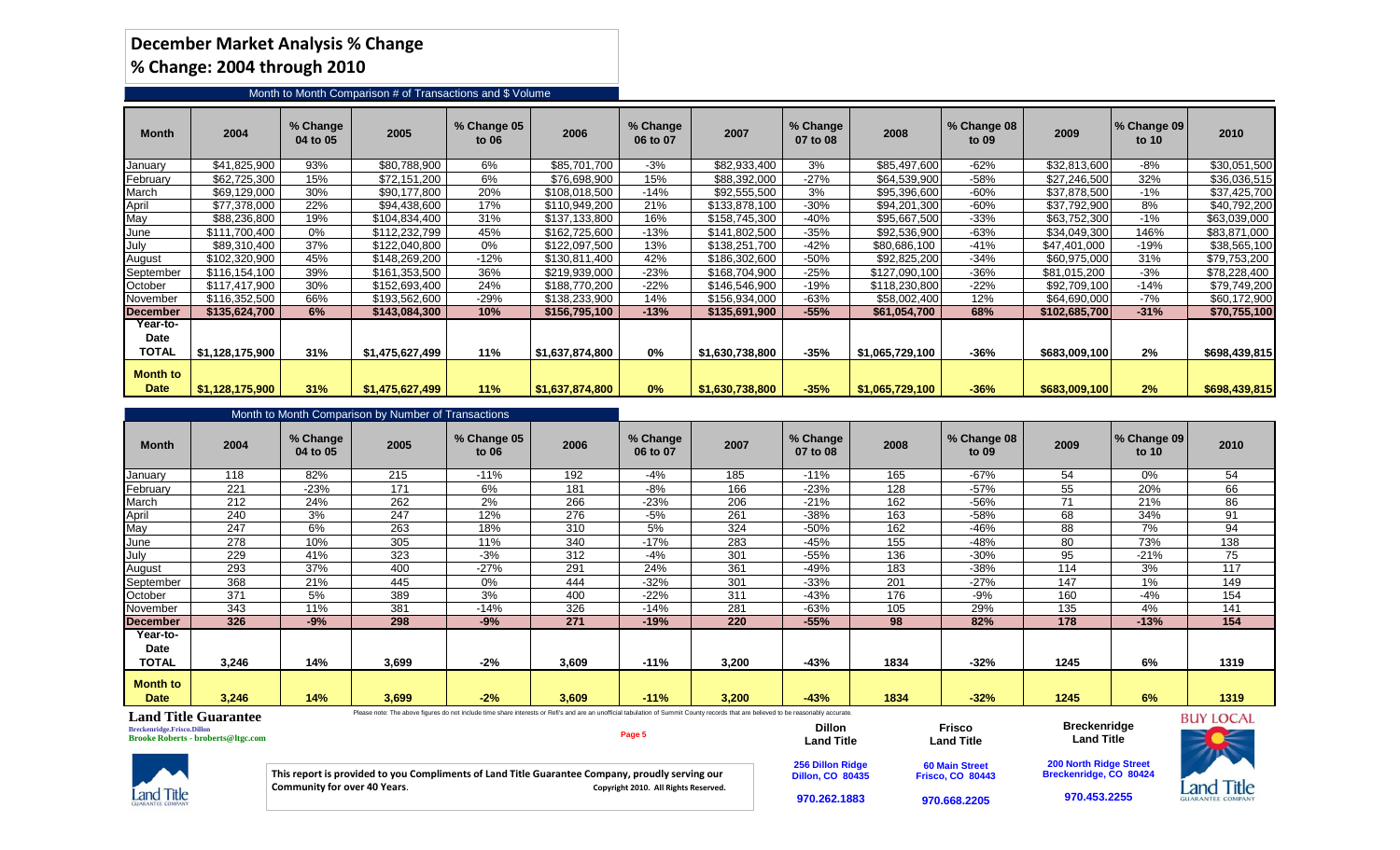# December Market Analysis % Change

## % Change: 2004 through 2010

### Month to Month Comparison # of Transactions and $ Volume

| Month | 2004 | % Change 04 to 05 | 2005 | % Change 05 to 06 | 2006 | % Change 06 to 07 | 2007 | % Change 07 to 08 | 2008 | % Change 08 to 09 | 2009 | % Change 09 to 10 | 2010 |
|---|---|---|---|---|---|---|---|---|---|---|---|---|---|
| January | $41,825,900 | 93% | $80,788,900 | 6% | $85,701,700 | -3% | $82,933,400 | 3% | $85,497,600 | -62% | $32,813,600 | -8% | $30,051,500 |
| February | $62,725,300 | 15% | $72,151,200 | 6% | $76,698,900 | 15% | $88,392,000 | -27% | $64,539,900 | -58% | $27,246,500 | 32% | $36,036,515 |
| March | $69,129,000 | 30% | $90,177,800 | 20% | $108,018,500 | -14% | $92,555,500 | 3% | $95,396,600 | -60% | $37,878,500 | -1% | $37,425,700 |
| April | $77,378,000 | 22% | $94,438,600 | 17% | $110,949,200 | 21% | $133,878,100 | -30% | $94,201,300 | -60% | $37,792,900 | 8% | $40,792,200 |
| May | $88,236,800 | 19% | $104,834,400 | 31% | $137,133,800 | 16% | $158,745,300 | -40% | $95,667,500 | -33% | $63,752,300 | -1% | $63,039,000 |
| June | $111,700,400 | 0% | $112,232,799 | 45% | $162,725,600 | -13% | $141,802,500 | -35% | $92,536,900 | -63% | $34,049,300 | 146% | $83,871,000 |
| July | $89,310,400 | 37% | $122,040,800 | 0% | $122,097,500 | 13% | $138,251,700 | -42% | $80,686,100 | -41% | $47,401,000 | -19% | $38,565,100 |
| August | $102,320,900 | 45% | $148,269,200 | -12% | $130,811,400 | 42% | $186,302,600 | -50% | $92,825,200 | -34% | $60,975,000 | 31% | $79,753,200 |
| September | $116,154,100 | 39% | $161,353,500 | 36% | $219,939,000 | -23% | $168,704,900 | -25% | $127,090,100 | -36% | $81,015,200 | -3% | $78,228,400 |
| October | $117,417,900 | 30% | $152,693,400 | 24% | $188,770,200 | -22% | $146,546,900 | -19% | $118,230,800 | -22% | $92,709,100 | -14% | $79,749,200 |
| November | $116,352,500 | 66% | $193,562,600 | -29% | $138,233,900 | 14% | $156,934,000 | -63% | $58,002,400 | 12% | $64,690,000 | -7% | $60,172,900 |
| **December** | **$135,624,700** | **6%** | **$143,084,300** | **10%** | **$156,795,100** | **-13%** | **$135,691,900** | **-55%** | **$61,054,700** | **68%** | **$102,685,700** | **-31%** | **$70,755,100** |
| **Year-to-Date TOTAL** | **$1,128,175,900** | **31%** | **$1,475,627,499** | **11%** | **$1,637,874,800** | **0%** | **$1,630,738,800** | **-35%** | **$1,065,729,100** | **-36%** | **$683,009,100** | **2%** | **$698,439,815** |
| **Month to Date** | **$1,128,175,900** | **31%** | **$1,475,627,499** | **11%** | **$1,637,874,800** | **0%** | **$1,630,738,800** | **-35%** | **$1,065,729,100** | **-36%** | **$683,009,100** | **2%** | **$698,439,815** |

### Month to Month Comparison by Number of Transactions

| Month | 2004 | % Change 04 to 05 | 2005 | % Change 05 to 06 | 2006 | % Change 06 to 07 | 2007 | % Change 07 to 08 | 2008 | % Change 08 to 09 | 2009 | % Change 09 to 10 | 2010 |
|---|---|---|---|---|---|---|---|---|---|---|---|---|---|
| January | 118 | 82% | 215 | -11% | 192 | -4% | 185 | -11% | 165 | -67% | 54 | 0% | 54 |
| February | 221 | -23% | 171 | 6% | 181 | -8% | 166 | -23% | 128 | -57% | 55 | 20% | 66 |
| March | 212 | 24% | 262 | 2% | 266 | -23% | 206 | -21% | 162 | -56% | 71 | 21% | 86 |
| April | 240 | 3% | 247 | 12% | 276 | -5% | 261 | -38% | 163 | -58% | 68 | 34% | 91 |
| May | 247 | 6% | 263 | 18% | 310 | 5% | 324 | -50% | 162 | -46% | 88 | 7% | 94 |
| June | 278 | 10% | 305 | 11% | 340 | -17% | 283 | -45% | 155 | -48% | 80 | 73% | 138 |
| July | 229 | 41% | 323 | -3% | 312 | -4% | 301 | -55% | 136 | -30% | 95 | -21% | 75 |
| August | 293 | 37% | 400 | -27% | 291 | 24% | 361 | -49% | 183 | -38% | 114 | 3% | 117 |
| September | 368 | 21% | 445 | 0% | 444 | -32% | 301 | -33% | 201 | -27% | 147 | 1% | 149 |
| October | 371 | 5% | 389 | 3% | 400 | -22% | 311 | -43% | 176 | -9% | 160 | -4% | 154 |
| November | 343 | 11% | 381 | -14% | 326 | -14% | 281 | -63% | 105 | 29% | 135 | 4% | 141 |
| **December** | **326** | **-9%** | **298** | **-9%** | **271** | **-19%** | **220** | **-55%** | **98** | **82%** | **178** | **-13%** | **154** |
| **Year-to-Date TOTAL** | **3,246** | **14%** | **3,699** | **-2%** | **3,609** | **-11%** | **3,200** | **-43%** | **1834** | **-32%** | **1245** | **6%** | **1319** |
| **Month to Date** | **3,246** | **14%** | **3,699** | **-2%** | **3,609** | **-11%** | **3,200** | **-43%** | **1834** | **-32%** | **1245** | **6%** | **1319** |

Please note: The above figures do not include time share interests or Refi's and are an unofficial tabulation of Summit County records that are believed to be reasonably accurate.

**Land Title Guarantee**
Breckenridge.Frisco.Dillon
Brooke Roberts - broberts@ltgc.com

This report is provided to you Compliments of Land Title Guarantee Company, proudly serving our Community for over 40 Years. Copyright 2010. All Rights Reserved.

**Dillon Land Title**
256 Dillon Ridge
Dillon, CO 80435
970.262.1883

**Frisco Land Title**
60 Main Street
Frisco, CO 80443
970.668.2205

**Breckenridge Land Title**
200 North Ridge Street
Breckenridge, CO 80424
970.453.2255

BUY LOCAL

Land Title Guarantee Company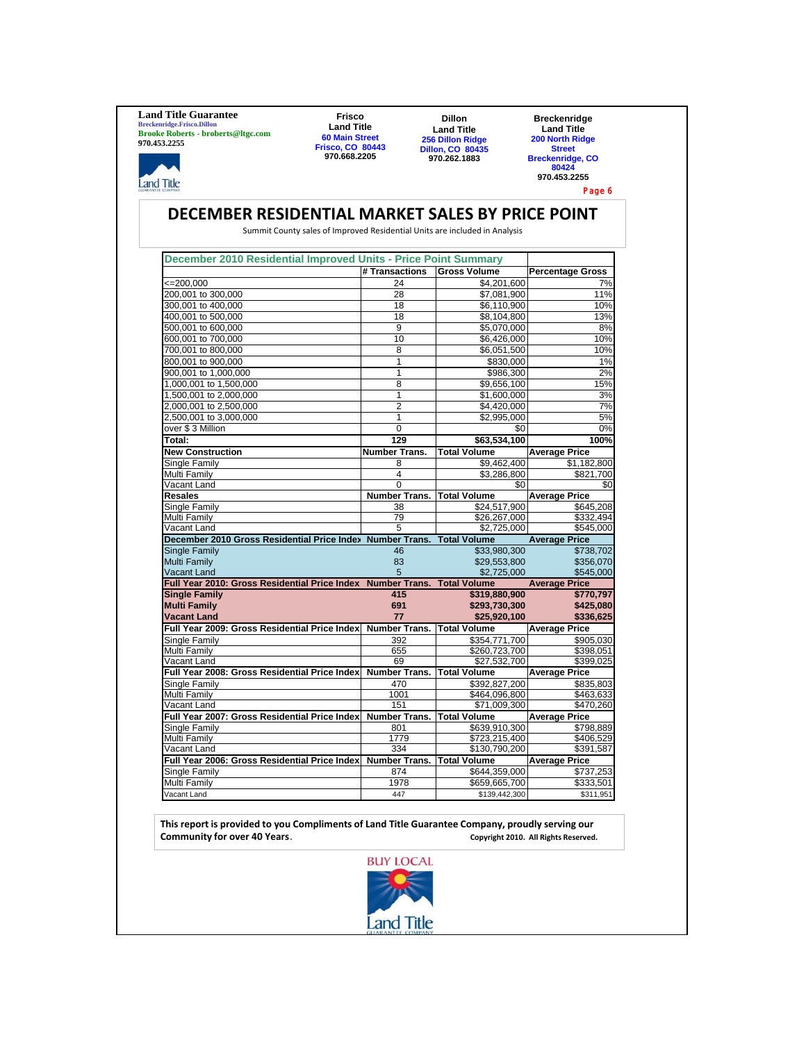**Land Title Guarantee**
Breckenridge.Frisco.Dillon
Brooke Roberts - broberts@ltgc.com
970.453.2255

**Frisco Land Title**
60 Main Street
Frisco, CO 80443
970.668.2205

**Dillon Land Title**
256 Dillon Ridge
Dillon, CO 80435
970.262.1883

**Breckenridge Land Title**
200 North Ridge Street
Breckenridge, CO 80424
970.453.2255

# DECEMBER RESIDENTIAL MARKET SALES BY PRICE POINT

Summit County sales of Improved Residential Units are included in Analysis

| December 2010 Residential Improved Units - Price Point Summary | | | |
|---|---|---|---|
| | # Transactions | Gross Volume | Percentage Gross |
| <=200,000 | 24 | $4,201,600 | 7% |
| 200,001 to 300,000 | 28 | $7,081,900 | 11% |
| 300,001 to 400,000 | 18 | $6,110,900 | 10% |
| 400,001 to 500,000 | 18 | $8,104,800 | 13% |
| 500,001 to 600,000 | 9 | $5,070,000 | 8% |
| 600,001 to 700,000 | 10 | $6,426,000 | 10% |
| 700,001 to 800,000 | 8 | $6,051,500 | 10% |
| 800,001 to 900,000 | 1 | $830,000 | 1% |
| 900,001 to 1,000,000 | 1 | $986,300 | 2% |
| 1,000,001 to 1,500,000 | 8 | $9,656,100 | 15% |
| 1,500,001 to 2,000,000 | 1 | $1,600,000 | 3% |
| 2,000,001 to 2,500,000 | 2 | $4,420,000 | 7% |
| 2,500,001 to 3,000,000 | 1 | $2,995,000 | 5% |
| over $ 3 Million | 0 | $0 | 0% |
| **Total:** | **129** | **$63,534,100** | **100%** |
| **New Construction** | **Number Trans.** | **Total Volume** | **Average Price** |
| Single Family | 8 | $9,462,400 | $1,182,800 |
| Multi Family | 4 | $3,286,800 | $821,700 |
| Vacant Land | 0 | $0 | $0 |
| **Resales** | **Number Trans.** | **Total Volume** | **Average Price** |
| Single Family | 38 | $24,517,900 | $645,208 |
| Multi Family | 79 | $26,267,000 | $332,494 |
| Vacant Land | 5 | $2,725,000 | $545,000 |
| **December 2010 Gross Residential Price Index** | **Number Trans.** | **Total Volume** | **Average Price** |
| Single Family | 46 | $33,980,300 | $738,702 |
| Multi Family | 83 | $29,553,800 | $356,070 |
| Vacant Land | 5 | $2,725,000 | $545,000 |
| **Full Year 2010: Gross Residential Price Index** | **Number Trans.** | **Total Volume** | **Average Price** |
| **Single Family** | **415** | **$319,880,900** | **$770,797** |
| **Multi Family** | **691** | **$293,730,300** | **$425,080** |
| **Vacant Land** | **77** | **$25,920,100** | **$336,625** |
| **Full Year 2009: Gross Residential Price Index** | **Number Trans.** | **Total Volume** | **Average Price** |
| Single Family | 392 | $354,771,700 | $905,030 |
| Multi Family | 655 | $260,723,700 | $398,051 |
| Vacant Land | 69 | $27,532,700 | $399,025 |
| **Full Year 2008: Gross Residential Price Index** | **Number Trans.** | **Total Volume** | **Average Price** |
| Single Family | 470 | $392,827,200 | $835,803 |
| Multi Family | 1001 | $464,096,800 | $463,633 |
| Vacant Land | 151 | $71,009,300 | $470,260 |
| **Full Year 2007: Gross Residential Price Index** | **Number Trans.** | **Total Volume** | **Average Price** |
| Single Family | 801 | $639,910,300 | $798,889 |
| Multi Family | 1779 | $723,215,400 | $406,529 |
| Vacant Land | 334 | $130,790,200 | $391,587 |
| **Full Year 2006: Gross Residential Price Index** | **Number Trans.** | **Total Volume** | **Average Price** |
| Single Family | 874 | $644,359,000 | $737,253 |
| Multi Family | 1978 | $659,665,700 | $333,501 |
| Vacant Land | 447 | $139,442,300 | $311,951 |

**This report is provided to you Compliments of Land Title Guarantee Company, proudly serving our Community for over 40 Years.**

**Copyright 2010. All Rights Reserved.**

BUY LOCAL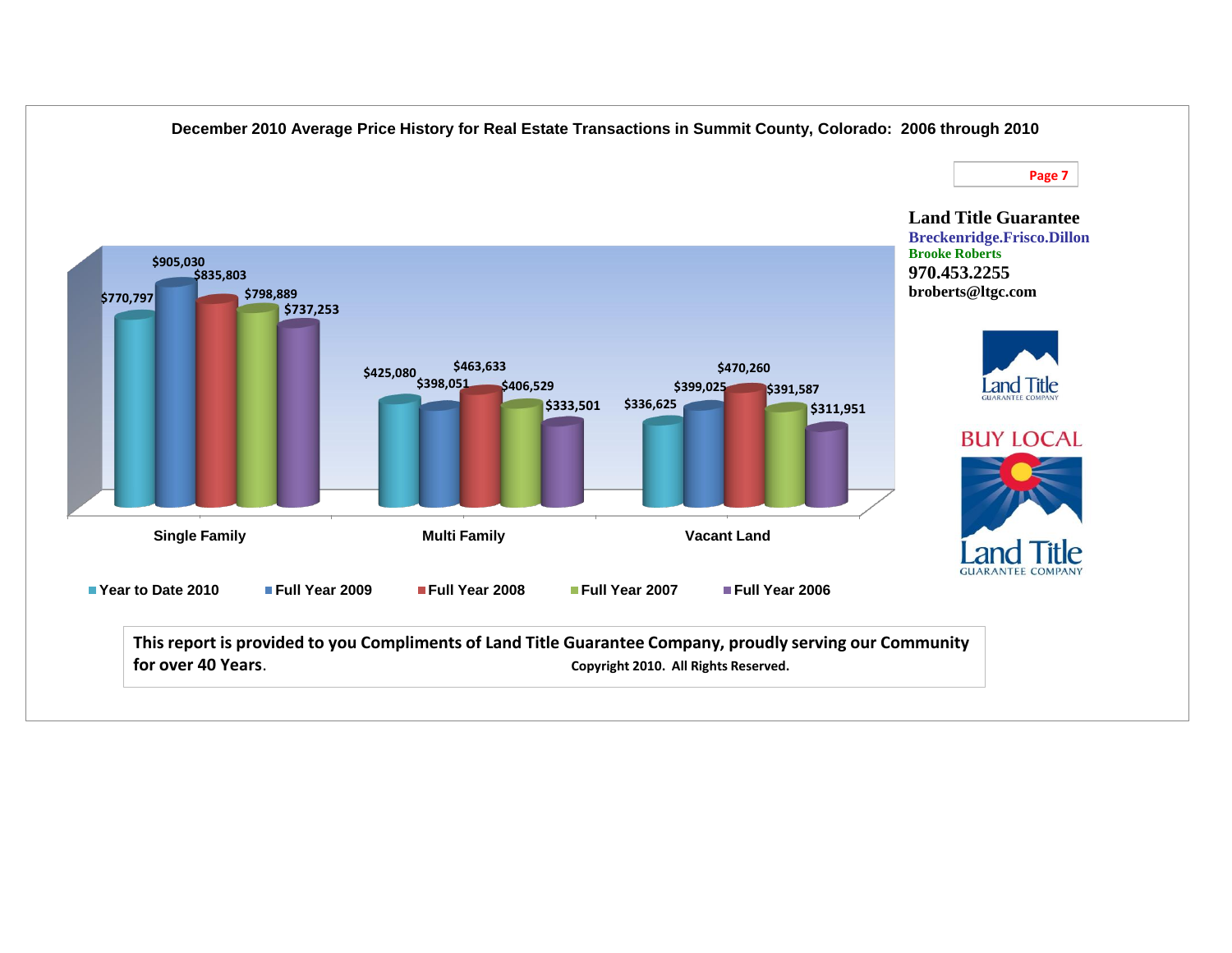**December 2010 Average Price History for Real Estate Transactions in Summit County, Colorado: 2006 through 2010**

| | Year to Date 2010 | Full Year 2009 | Full Year 2008 | Full Year 2007 | Full Year 2006 |
|---|---|---|---|---|---|
| Single Family | $770,797 | $905,030 | $835,803 | $798,889 | $737,253 |
| Multi Family | $425,080 | $398,051 | $463,633 | $406,529 | $333,501 |
| Vacant Land | $336,625 | $399,025 | $470,260 | $391,587 | $311,951 |

**Land Title Guarantee**
**Breckenridge.Frisco.Dillon**
**Brooke Roberts**
**970.453.2255**
**broberts@ltgc.com**

BUY LOCAL

**This report is provided to you Compliments of Land Title Guarantee Company, proudly serving our Community for over 40 Years.** **Copyright 2010. All Rights Reserved.**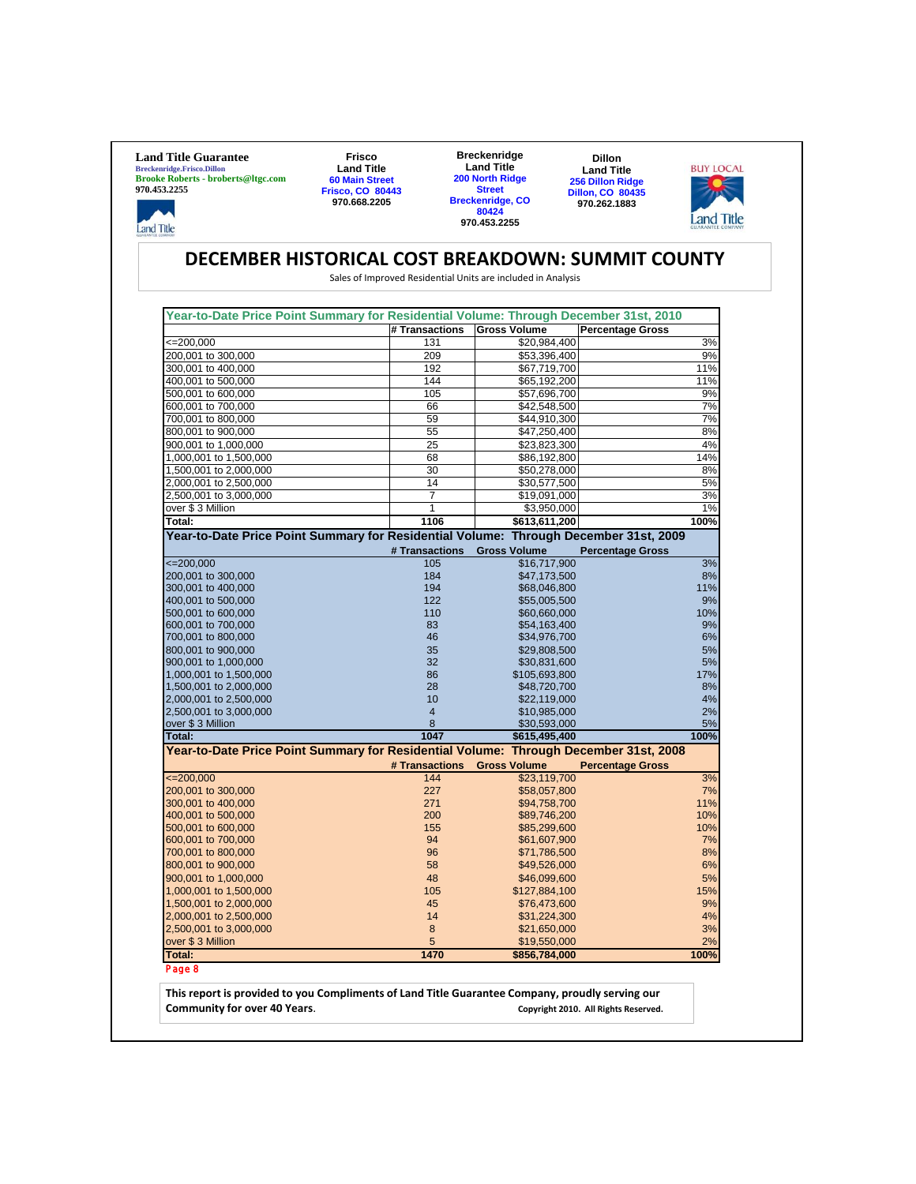**Land Title Guarantee**
Breckenridge.Frisco.Dillon
Brooke Roberts - broberts@ltgc.com
970.453.2255

**Frisco Land Title**
60 Main Street
Frisco, CO 80443
970.668.2205

**Breckenridge Land Title**
200 North Ridge Street
Breckenridge, CO 80424
970.453.2255

**Dillon Land Title**
256 Dillon Ridge
Dillon, CO 80435
970.262.1883

BUY LOCAL

# DECEMBER HISTORICAL COST BREAKDOWN: SUMMIT COUNTY

Sales of Improved Residential Units are included in Analysis

## Year-to-Date Price Point Summary for Residential Volume: Through December 31st, 2010

| | # Transactions | Gross Volume | Percentage Gross |
|---|---|---|---|
| <=200,000 | 131 | $20,984,400 | 3% |
| 200,001 to 300,000 | 209 | $53,396,400 | 9% |
| 300,001 to 400,000 | 192 | $67,719,700 | 11% |
| 400,001 to 500,000 | 144 | $65,192,200 | 11% |
| 500,001 to 600,000 | 105 | $57,696,700 | 9% |
| 600,001 to 700,000 | 66 | $42,548,500 | 7% |
| 700,001 to 800,000 | 59 | $44,910,300 | 7% |
| 800,001 to 900,000 | 55 | $47,250,400 | 8% |
| 900,001 to 1,000,000 | 25 | $23,823,300 | 4% |
| 1,000,001 to 1,500,000 | 68 | $86,192,800 | 14% |
| 1,500,001 to 2,000,000 | 30 | $50,278,000 | 8% |
| 2,000,001 to 2,500,000 | 14 | $30,577,500 | 5% |
| 2,500,001 to 3,000,000 | 7 | $19,091,000 | 3% |
| over $ 3 Million | 1 | $3,950,000 | 1% |
| **Total:** | **1106** | **$613,611,200** | **100%** |

## Year-to-Date Price Point Summary for Residential Volume: Through December 31st, 2009

| | # Transactions | Gross Volume | Percentage Gross |
|---|---|---|---|
| <=200,000 | 105 | $16,717,900 | 3% |
| 200,001 to 300,000 | 184 | $47,173,500 | 8% |
| 300,001 to 400,000 | 194 | $68,046,800 | 11% |
| 400,001 to 500,000 | 122 | $55,005,500 | 9% |
| 500,001 to 600,000 | 110 | $60,660,000 | 10% |
| 600,001 to 700,000 | 83 | $54,163,400 | 9% |
| 700,001 to 800,000 | 46 | $34,976,700 | 6% |
| 800,001 to 900,000 | 35 | $29,808,500 | 5% |
| 900,001 to 1,000,000 | 32 | $30,831,600 | 5% |
| 1,000,001 to 1,500,000 | 86 | $105,693,800 | 17% |
| 1,500,001 to 2,000,000 | 28 | $48,720,700 | 8% |
| 2,000,001 to 2,500,000 | 10 | $22,119,000 | 4% |
| 2,500,001 to 3,000,000 | 4 | $10,985,000 | 2% |
| over $ 3 Million | 8 | $30,593,000 | 5% |
| **Total:** | **1047** | **$615,495,400** | **100%** |

## Year-to-Date Price Point Summary for Residential Volume: Through December 31st, 2008

| | # Transactions | Gross Volume | Percentage Gross |
|---|---|---|---|
| <=200,000 | 144 | $23,119,700 | 3% |
| 200,001 to 300,000 | 227 | $58,057,800 | 7% |
| 300,001 to 400,000 | 271 | $94,758,700 | 11% |
| 400,001 to 500,000 | 200 | $89,746,200 | 10% |
| 500,001 to 600,000 | 155 | $85,299,600 | 10% |
| 600,001 to 700,000 | 94 | $61,607,900 | 7% |
| 700,001 to 800,000 | 96 | $71,786,500 | 8% |
| 800,001 to 900,000 | 58 | $49,526,000 | 6% |
| 900,001 to 1,000,000 | 48 | $46,099,600 | 5% |
| 1,000,001 to 1,500,000 | 105 | $127,884,100 | 15% |
| 1,500,001 to 2,000,000 | 45 | $76,473,600 | 9% |
| 2,000,001 to 2,500,000 | 14 | $31,224,300 | 4% |
| 2,500,001 to 3,000,000 | 8 | $21,650,000 | 3% |
| over $ 3 Million | 5 | $19,550,000 | 2% |
| **Total:** | **1470** | **$856,784,000** | **100%** |

**This report is provided to you Compliments of Land Title Guarantee Company, proudly serving our Community for over 40 Years.**

Copyright 2010. All Rights Reserved.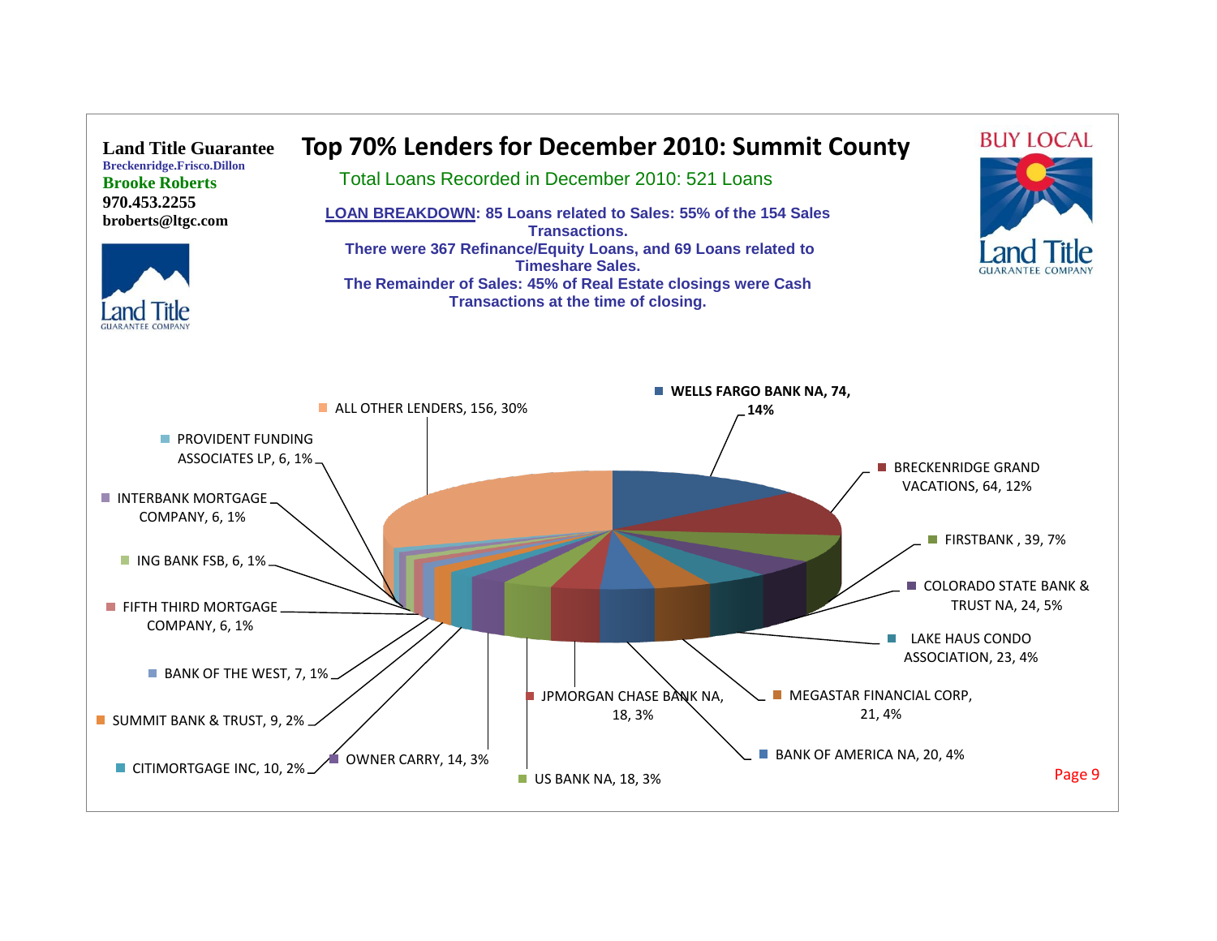**Land Title Guarantee**
Breckenridge.Frisco.Dillon
**Brooke Roberts**
970.453.2255
broberts@ltgc.com

# Top 70% Lenders for December 2010: Summit County

Total Loans Recorded in December 2010: 521 Loans

**LOAN BREAKDOWN: 85 Loans related to Sales: 55% of the 154 Sales Transactions.**
**There were 367 Refinance/Equity Loans, and 69 Loans related to Timeshare Sales.**
**The Remainder of Sales: 45% of Real Estate closings were Cash Transactions at the time of closing.**

BUY LOCAL

| Lender | Loans | Percent |
|---|---|---|
| WELLS FARGO BANK NA | 74 | 14% |
| BRECKENRIDGE GRAND VACATIONS | 64 | 12% |
| FIRSTBANK | 39 | 7% |
| COLORADO STATE BANK & TRUST NA | 24 | 5% |
| LAKE HAUS CONDO ASSOCIATION | 23 | 4% |
| MEGASTAR FINANCIAL CORP. | 21 | 4% |
| BANK OF AMERICA NA | 20 | 4% |
| JPMORGAN CHASE BANK NA | 18 | 3% |
| US BANK NA | 18 | 3% |
| OWNER CARRY | 14 | 3% |
| CITIMORTGAGE INC | 10 | 2% |
| SUMMIT BANK & TRUST | 9 | 2% |
| BANK OF THE WEST | 7 | 1% |
| FIFTH THIRD MORTGAGE COMPANY | 6 | 1% |
| ING BANK FSB | 6 | 1% |
| INTERBANK MORTGAGE COMPANY | 6 | 1% |
| PROVIDENT FUNDING ASSOCIATES LP | 6 | 1% |
| ALL OTHER LENDERS | 156 | 30% |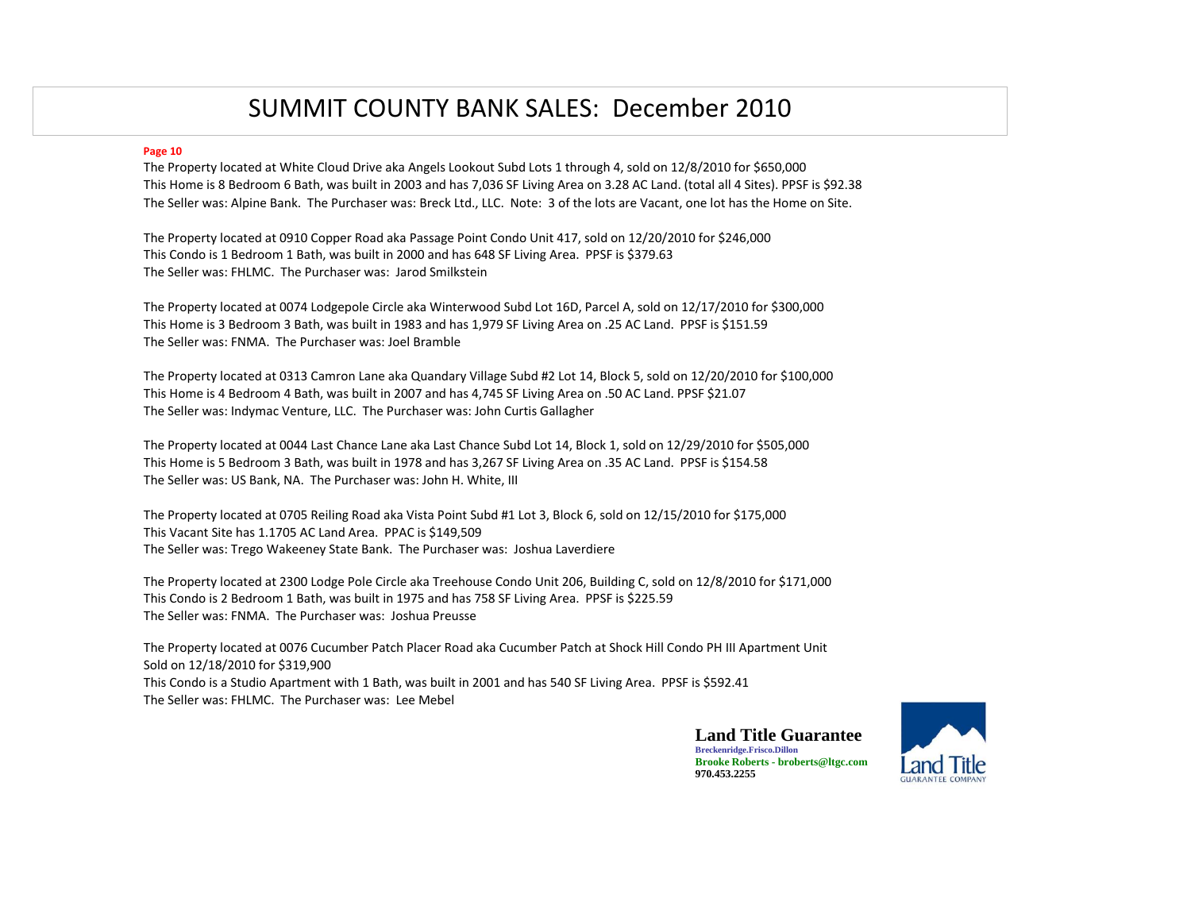# SUMMIT COUNTY BANK SALES: December 2010

**Page 10**

The Property located at White Cloud Drive aka Angels Lookout Subd Lots 1 through 4, sold on 12/8/2010 for $650,000
This Home is 8 Bedroom 6 Bath, was built in 2003 and has 7,036 SF Living Area on 3.28 AC Land. (total all 4 Sites). PPSF is $92.38
The Seller was: Alpine Bank. The Purchaser was: Breck Ltd., LLC. Note: 3 of the lots are Vacant, one lot has the Home on Site.

The Property located at 0910 Copper Road aka Passage Point Condo Unit 417, sold on 12/20/2010 for $246,000
This Condo is 1 Bedroom 1 Bath, was built in 2000 and has 648 SF Living Area. PPSF is $379.63
The Seller was: FHLMC. The Purchaser was: Jarod Smilkstein

The Property located at 0074 Lodgepole Circle aka Winterwood Subd Lot 16D, Parcel A, sold on 12/17/2010 for $300,000
This Home is 3 Bedroom 3 Bath, was built in 1983 and has 1,979 SF Living Area on .25 AC Land. PPSF is $151.59
The Seller was: FNMA. The Purchaser was: Joel Bramble

The Property located at 0313 Camron Lane aka Quandary Village Subd #2 Lot 14, Block 5, sold on 12/20/2010 for $100,000
This Home is 4 Bedroom 4 Bath, was built in 2007 and has 4,745 SF Living Area on .50 AC Land. PPSF $21.07
The Seller was: Indymac Venture, LLC. The Purchaser was: John Curtis Gallagher

The Property located at 0044 Last Chance Lane aka Last Chance Subd Lot 14, Block 1, sold on 12/29/2010 for $505,000
This Home is 5 Bedroom 3 Bath, was built in 1978 and has 3,267 SF Living Area on .35 AC Land. PPSF is $154.58
The Seller was: US Bank, NA. The Purchaser was: John H. White, III

The Property located at 0705 Reiling Road aka Vista Point Subd #1 Lot 3, Block 6, sold on 12/15/2010 for $175,000
This Vacant Site has 1.1705 AC Land Area. PPAC is $149,509
The Seller was: Trego Wakeeney State Bank. The Purchaser was: Joshua Laverdiere

The Property located at 2300 Lodge Pole Circle aka Treehouse Condo Unit 206, Building C, sold on 12/8/2010 for $171,000
This Condo is 2 Bedroom 1 Bath, was built in 1975 and has 758 SF Living Area. PPSF is $225.59
The Seller was: FNMA. The Purchaser was: Joshua Preusse

The Property located at 0076 Cucumber Patch Placer Road aka Cucumber Patch at Shock Hill Condo PH III Apartment Unit
Sold on 12/18/2010 for $319,900
This Condo is a Studio Apartment with 1 Bath, was built in 2001 and has 540 SF Living Area. PPSF is $592.41
The Seller was: FHLMC. The Purchaser was: Lee Mebel

**Land Title Guarantee**
Breckenridge.Frisco.Dillon
Brooke Roberts - broberts@ltgc.com
970.453.2255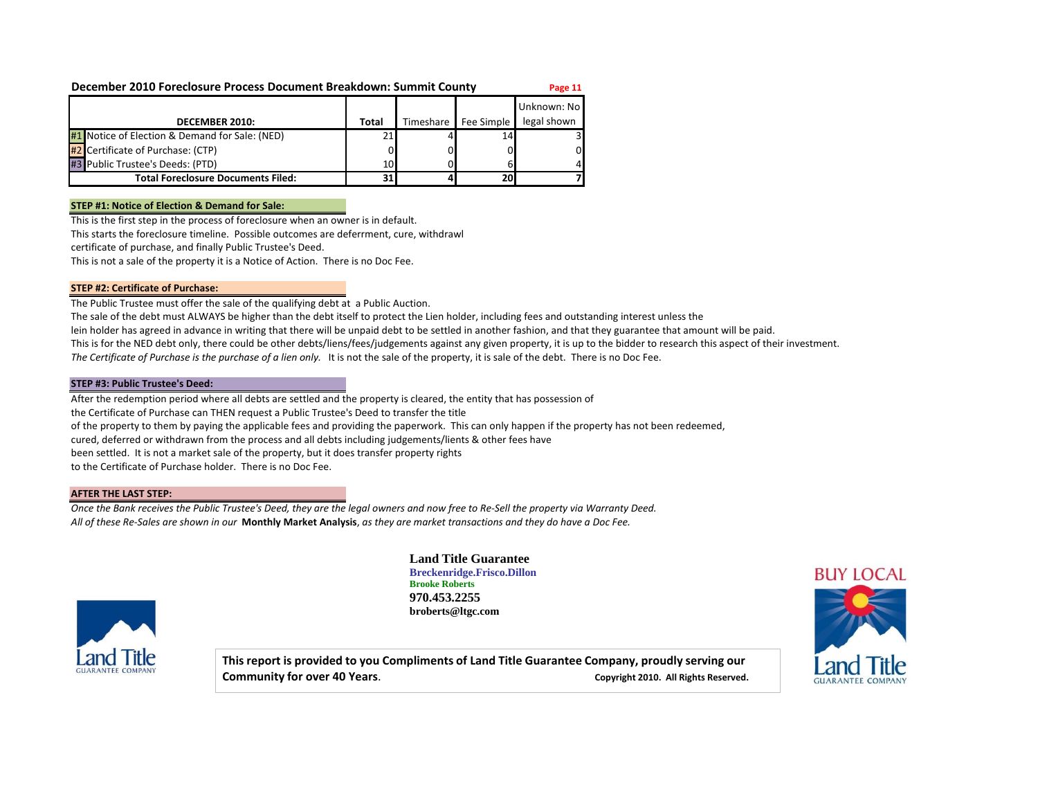## December 2010 Foreclosure Process Document Breakdown: Summit County

| DECEMBER 2010: | Total | Timeshare | Fee Simple | Unknown: No legal shown |
|---|---|---|---|---|
| #1 Notice of Election & Demand for Sale: (NED) | 21 | 4 | 14 | 3 |
| #2 Certificate of Purchase: (CTP) | 0 | 0 | 0 | 0 |
| #3 Public Trustee's Deeds: (PTD) | 10 | 0 | 6 | 4 |
| **Total Foreclosure Documents Filed:** | **31** | **4** | **20** | **7** |

### STEP #1: Notice of Election & Demand for Sale:

This is the first step in the process of foreclosure when an owner is in default.
This starts the foreclosure timeline. Possible outcomes are deferrment, cure, withdrawl
certificate of purchase, and finally Public Trustee's Deed.
This is not a sale of the property it is a Notice of Action. There is no Doc Fee.

### STEP #2: Certificate of Purchase:

The Public Trustee must offer the sale of the qualifying debt at a Public Auction.
The sale of the debt must ALWAYS be higher than the debt itself to protect the Lien holder, including fees and outstanding interest unless the
lein holder has agreed in advance in writing that there will be unpaid debt to be settled in another fashion, and that they guarantee that amount will be paid.
This is for the NED debt only, there could be other debts/liens/fees/judgements against any given property, it is up to the bidder to research this aspect of their investment.
*The Certificate of Purchase is the purchase of a lien only.* It is not the sale of the property, it is sale of the debt. There is no Doc Fee.

### STEP #3: Public Trustee's Deed:

After the redemption period where all debts are settled and the property is cleared, the entity that has possession of
the Certificate of Purchase can THEN request a Public Trustee's Deed to transfer the title
of the property to them by paying the applicable fees and providing the paperwork. This can only happen if the property has not been redeemed,
cured, deferred or withdrawn from the process and all debts including judgements/lients & other fees have
been settled. It is not a market sale of the property, but it does transfer property rights
to the Certificate of Purchase holder. There is no Doc Fee.

### AFTER THE LAST STEP:

*Once the Bank receives the Public Trustee's Deed, they are the legal owners and now free to Re-Sell the property via Warranty Deed.*
*All of these Re-Sales are shown in our* **Monthly Market Analysis**, *as they are market transactions and they do have a Doc Fee.*

**Land Title Guarantee**
**Breckenridge.Frisco.Dillon**
**Brooke Roberts**
**970.453.2255**
**broberts@ltgc.com**

BUY LOCAL

**This report is provided to you Compliments of Land Title Guarantee Company, proudly serving our Community for over 40 Years**. **Copyright 2010. All Rights Reserved.**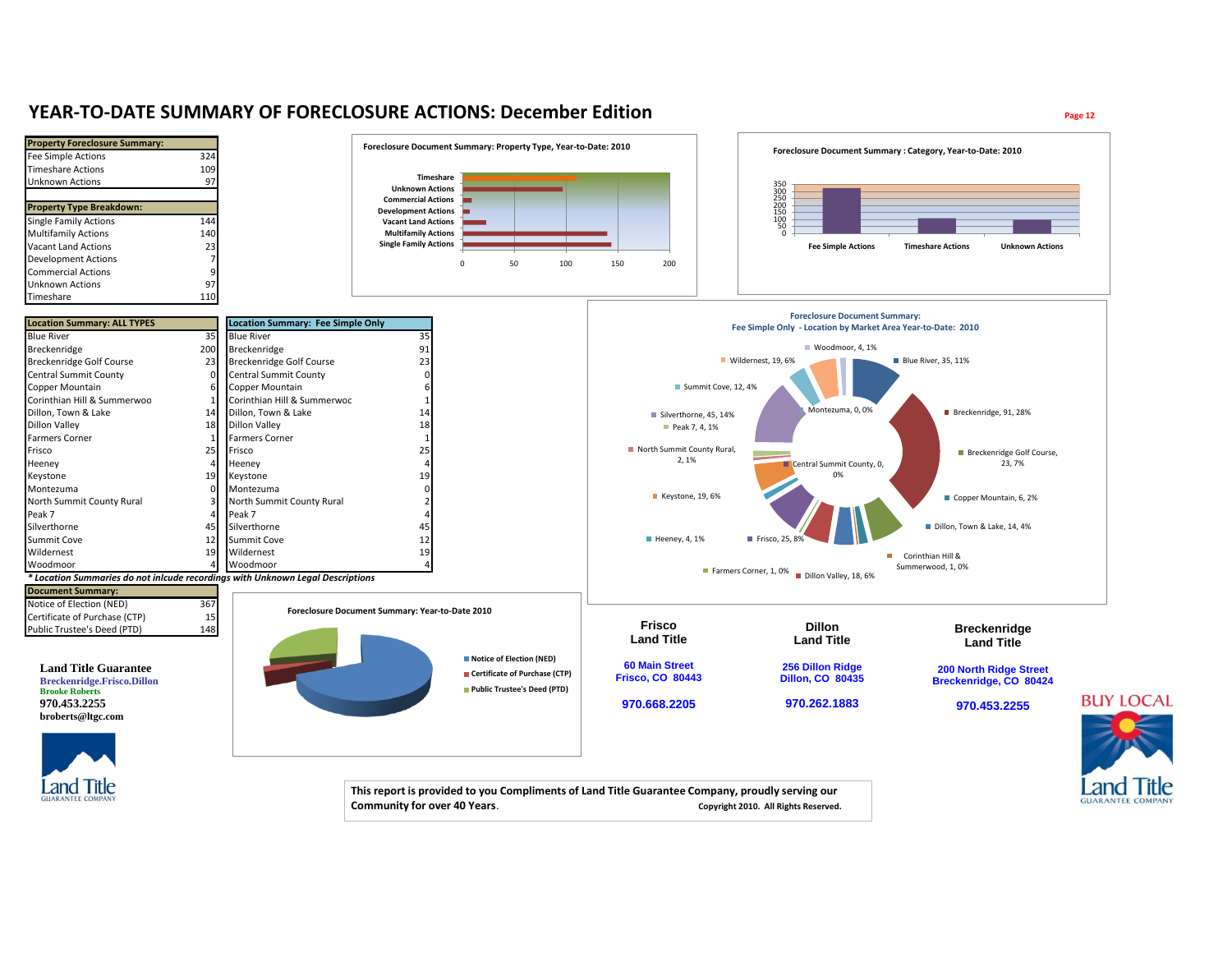# YEAR-TO-DATE SUMMARY OF FORECLOSURE ACTIONS: December Edition

| Property Foreclosure Summary: | |
|---|---|
| Fee Simple Actions | 324 |
| Timeshare Actions | 109 |
| Unknown Actions | 97 |

| Property Type Breakdown: | |
|---|---|
| Single Family Actions | 144 |
| Multifamily Actions | 140 |
| Vacant Land Actions | 23 |
| Development Actions | 7 |
| Commercial Actions | 9 |
| Unknown Actions | 97 |
| Timeshare | 110 |

**Foreclosure Document Summary: Property Type, Year-to-Date: 2010**

**Foreclosure Document Summary : Category, Year-to-Date: 2010**

| Location Summary: ALL TYPES | |
|---|---|
| Blue River | 35 |
| Breckenridge | 200 |
| Breckenridge Golf Course | 23 |
| Central Summit County | 0 |
| Copper Mountain | 6 |
| Corinthian Hill & Summerwood | 1 |
| Dillon, Town & Lake | 14 |
| Dillon Valley | 18 |
| Farmers Corner | 1 |
| Frisco | 25 |
| Heeney | 4 |
| Keystone | 19 |
| Montezuma | 0 |
| North Summit County Rural | 3 |
| Peak 7 | 4 |
| Silverthorne | 45 |
| Summit Cove | 12 |
| Wildernest | 19 |
| Woodmoor | 4 |

| Location Summary: Fee Simple Only | |
|---|---|
| Blue River | 35 |
| Breckenridge | 91 |
| Breckenridge Golf Course | 23 |
| Central Summit County | 0 |
| Copper Mountain | 6 |
| Corinthian Hill & Summerwoc | 1 |
| Dillon, Town & Lake | 14 |
| Dillon Valley | 18 |
| Farmers Corner | 1 |
| Frisco | 25 |
| Heeney | 4 |
| Keystone | 19 |
| Montezuma | 0 |
| North Summit County Rural | 2 |
| Peak 7 | 4 |
| Silverthorne | 45 |
| Summit Cove | 12 |
| Wildernest | 19 |
| Woodmoor | 4 |

*\* Location Summaries do not inlcude recordings with Unknown Legal Descriptions*

**Foreclosure Document Summary: Fee Simple Only - Location by Market Area Year-to-Date: 2010**

| Document Summary: | |
|---|---|
| Notice of Election (NED) | 367 |
| Certificate of Purchase (CTP) | 15 |
| Public Trustee's Deed (PTD) | 148 |

**Foreclosure Document Summary: Year-to-Date 2010**

**Land Title Guarantee**
Breckenridge.Frisco.Dillon
Brooke Roberts
970.453.2255
broberts@ltgc.com

**Frisco Land Title**
60 Main Street
Frisco, CO 80443
970.668.2205

**Dillon Land Title**
256 Dillon Ridge
Dillon, CO 80435
970.262.1883

**Breckenridge Land Title**
200 North Ridge Street
Breckenridge, CO 80424
970.453.2255

BUY LOCAL

This report is provided to you Compliments of Land Title Guarantee Company, proudly serving our Community for over 40 Years. Copyright 2010. All Rights Reserved.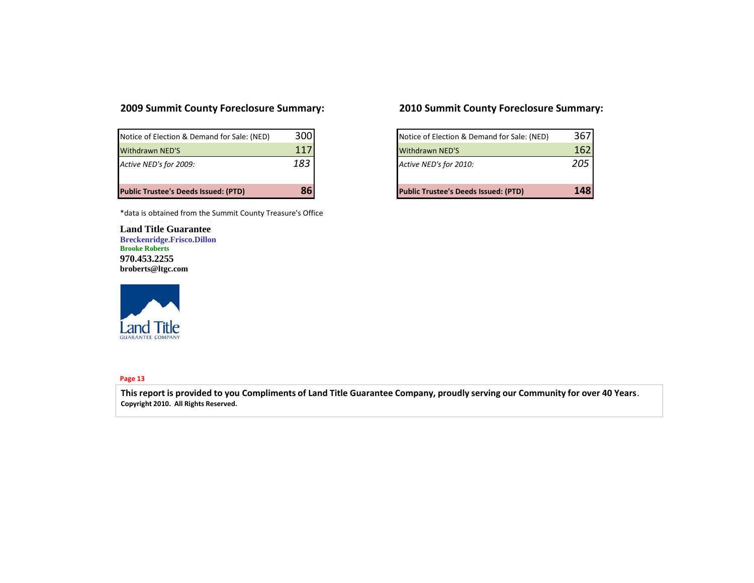## 2009 Summit County Foreclosure Summary:

| | |
|---|---|
| Notice of Election & Demand for Sale: (NED) | 300 |
| Withdrawn NED'S | 117 |
| *Active NED's for 2009:* | *183* |
| **Public Trustee's Deeds Issued: (PTD)** | **86** |

## 2010 Summit County Foreclosure Summary:

| | |
|---|---|
| Notice of Election & Demand for Sale: (NED) | 367 |
| Withdrawn NED'S | 162 |
| *Active NED's for 2010:* | *205* |
| **Public Trustee's Deeds Issued: (PTD)** | **148** |

*data is obtained from the Summit County Treasure's Office

**Land Title Guarantee**
**Breckenridge.Frisco.Dillon**
**Brooke Roberts**
**970.453.2255**
**broberts@ltgc.com**

Land Title
GUARANTEE COMPANY

**This report is provided to you Compliments of Land Title Guarantee Company, proudly serving our Community for over 40 Years.**
**Copyright 2010. All Rights Reserved.**